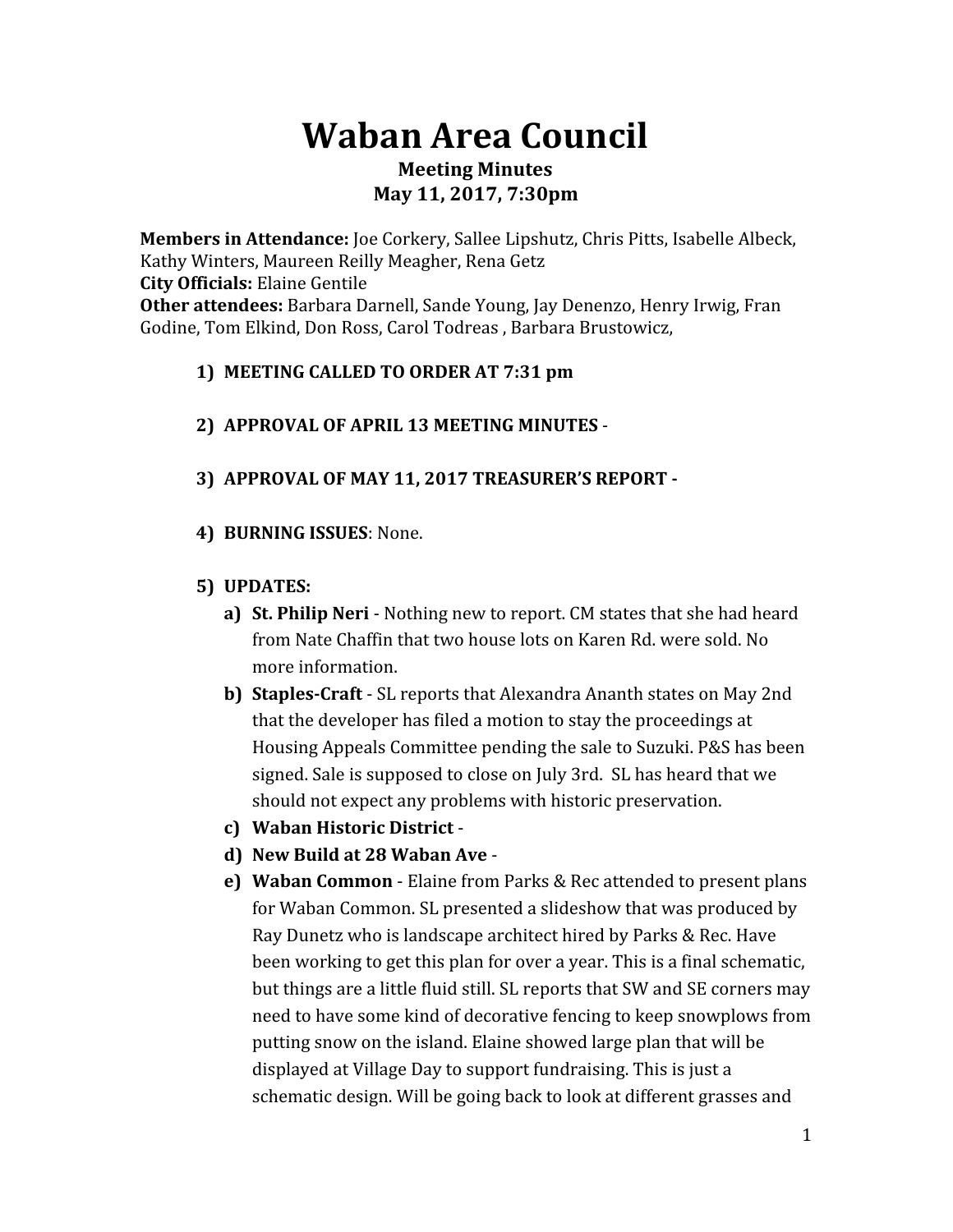# Waban Area Council

**Meeting Minutes**
**May 11, 2017, 7:30pm**

**Members in Attendance:** Joe Corkery, Sallee Lipshutz, Chris Pitts, Isabelle Albeck, Kathy Winters, Maureen Reilly Meagher, Rena Getz
**City Officials:** Elaine Gentile
**Other attendees:** Barbara Darnell, Sande Young, Jay Denenzo, Henry Irwig, Fran Godine, Tom Elkind, Don Ross, Carol Todreas , Barbara Brustowicz,

1) **MEETING CALLED TO ORDER AT 7:31 pm**

2) **APPROVAL OF APRIL 13 MEETING MINUTES -**

3) **APPROVAL OF MAY 11, 2017 TREASURER'S REPORT -**

4) **BURNING ISSUES**: None.

5) **UPDATES:**
   a) **St. Philip Neri** - Nothing new to report. CM states that she had heard from Nate Chaffin that two house lots on Karen Rd. were sold. No more information.
   b) **Staples-Craft** - SL reports that Alexandra Ananth states on May 2nd that the developer has filed a motion to stay the proceedings at Housing Appeals Committee pending the sale to Suzuki. P&S has been signed. Sale is supposed to close on July 3rd. SL has heard that we should not expect any problems with historic preservation.
   c) **Waban Historic District** -
   d) **New Build at 28 Waban Ave** -
   e) **Waban Common** - Elaine from Parks & Rec attended to present plans for Waban Common. SL presented a slideshow that was produced by Ray Dunetz who is landscape architect hired by Parks & Rec. Have been working to get this plan for over a year. This is a final schematic, but things are a little fluid still. SL reports that SW and SE corners may need to have some kind of decorative fencing to keep snowplows from putting snow on the island. Elaine showed large plan that will be displayed at Village Day to support fundraising. This is just a schematic design. Will be going back to look at different grasses and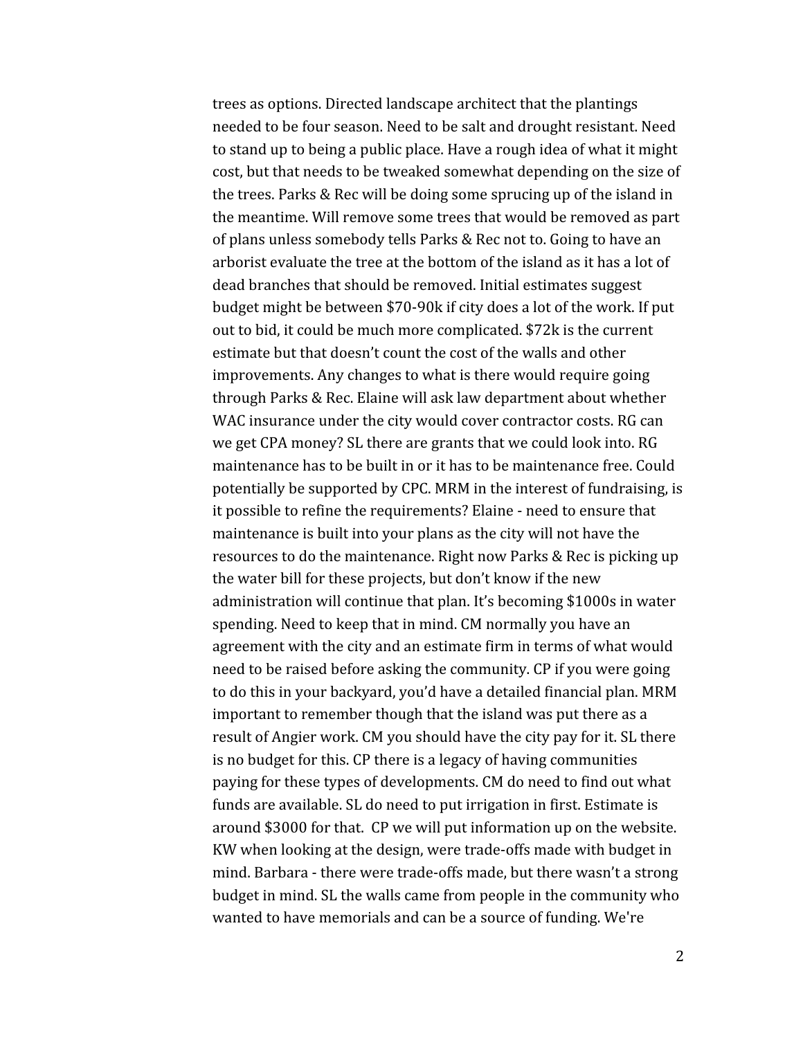trees as options. Directed landscape architect that the plantings needed to be four season. Need to be salt and drought resistant. Need to stand up to being a public place. Have a rough idea of what it might cost, but that needs to be tweaked somewhat depending on the size of the trees. Parks & Rec will be doing some sprucing up of the island in the meantime. Will remove some trees that would be removed as part of plans unless somebody tells Parks & Rec not to. Going to have an arborist evaluate the tree at the bottom of the island as it has a lot of dead branches that should be removed. Initial estimates suggest budget might be between $70-90k if city does a lot of the work. If put out to bid, it could be much more complicated. $72k is the current estimate but that doesn't count the cost of the walls and other improvements. Any changes to what is there would require going through Parks & Rec. Elaine will ask law department about whether WAC insurance under the city would cover contractor costs. RG can we get CPA money? SL there are grants that we could look into. RG maintenance has to be built in or it has to be maintenance free. Could potentially be supported by CPC. MRM in the interest of fundraising, is it possible to refine the requirements? Elaine - need to ensure that maintenance is built into your plans as the city will not have the resources to do the maintenance. Right now Parks & Rec is picking up the water bill for these projects, but don't know if the new administration will continue that plan. It's becoming $1000s in water spending. Need to keep that in mind. CM normally you have an agreement with the city and an estimate firm in terms of what would need to be raised before asking the community. CP if you were going to do this in your backyard, you'd have a detailed financial plan. MRM important to remember though that the island was put there as a result of Angier work. CM you should have the city pay for it. SL there is no budget for this. CP there is a legacy of having communities paying for these types of developments. CM do need to find out what funds are available. SL do need to put irrigation in first. Estimate is around $3000 for that. CP we will put information up on the website. KW when looking at the design, were trade-offs made with budget in mind. Barbara - there were trade-offs made, but there wasn't a strong budget in mind. SL the walls came from people in the community who wanted to have memorials and can be a source of funding. We're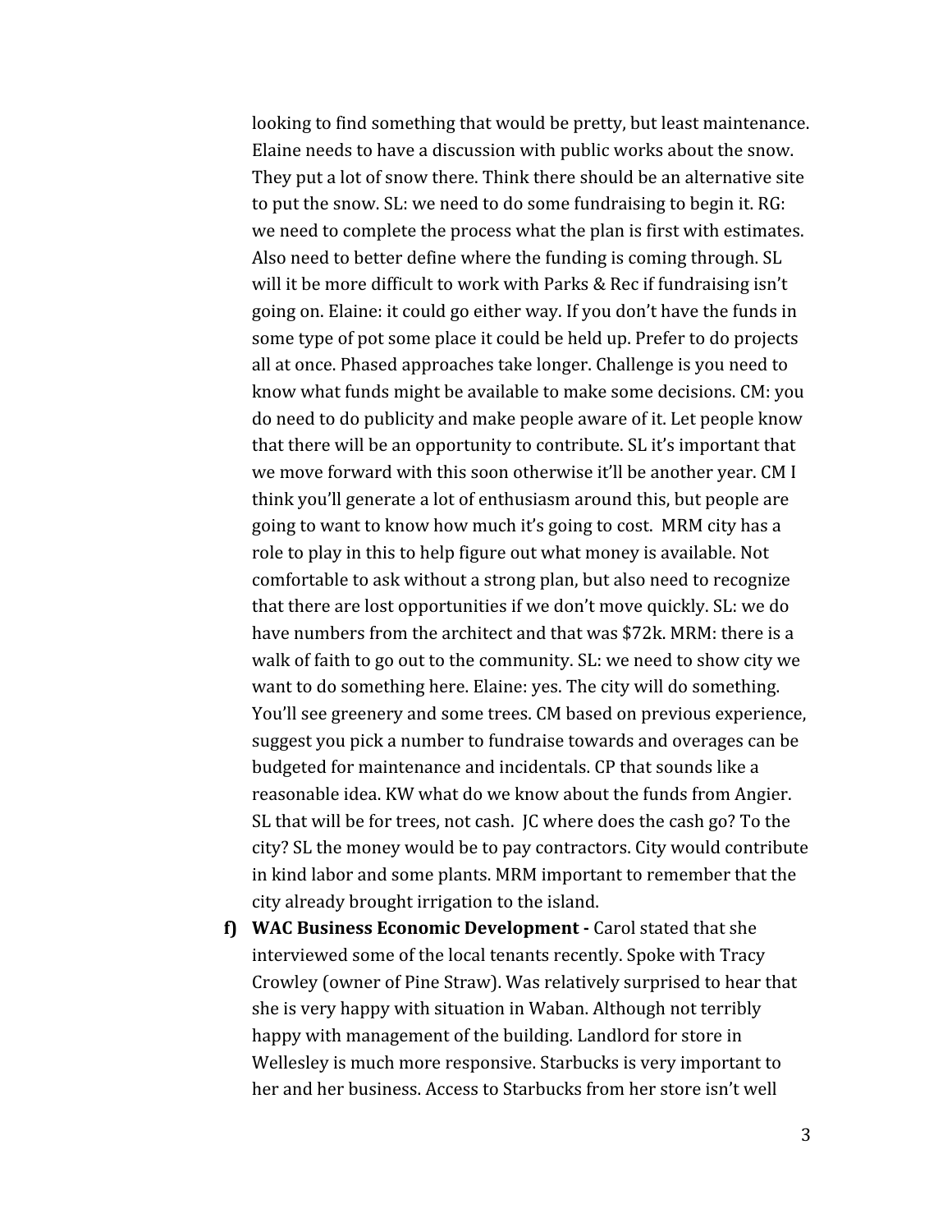looking to find something that would be pretty, but least maintenance. Elaine needs to have a discussion with public works about the snow. They put a lot of snow there. Think there should be an alternative site to put the snow. SL: we need to do some fundraising to begin it. RG: we need to complete the process what the plan is first with estimates. Also need to better define where the funding is coming through. SL will it be more difficult to work with Parks & Rec if fundraising isn't going on. Elaine: it could go either way. If you don't have the funds in some type of pot some place it could be held up. Prefer to do projects all at once. Phased approaches take longer. Challenge is you need to know what funds might be available to make some decisions. CM: you do need to do publicity and make people aware of it. Let people know that there will be an opportunity to contribute. SL it's important that we move forward with this soon otherwise it'll be another year. CM I think you'll generate a lot of enthusiasm around this, but people are going to want to know how much it's going to cost. MRM city has a role to play in this to help figure out what money is available. Not comfortable to ask without a strong plan, but also need to recognize that there are lost opportunities if we don't move quickly. SL: we do have numbers from the architect and that was $72k. MRM: there is a walk of faith to go out to the community. SL: we need to show city we want to do something here. Elaine: yes. The city will do something. You'll see greenery and some trees. CM based on previous experience, suggest you pick a number to fundraise towards and overages can be budgeted for maintenance and incidentals. CP that sounds like a reasonable idea. KW what do we know about the funds from Angier. SL that will be for trees, not cash. JC where does the cash go? To the city? SL the money would be to pay contractors. City would contribute in kind labor and some plants. MRM important to remember that the city already brought irrigation to the island.

f) **WAC Business Economic Development -** Carol stated that she interviewed some of the local tenants recently. Spoke with Tracy Crowley (owner of Pine Straw). Was relatively surprised to hear that she is very happy with situation in Waban. Although not terribly happy with management of the building. Landlord for store in Wellesley is much more responsive. Starbucks is very important to her and her business. Access to Starbucks from her store isn't well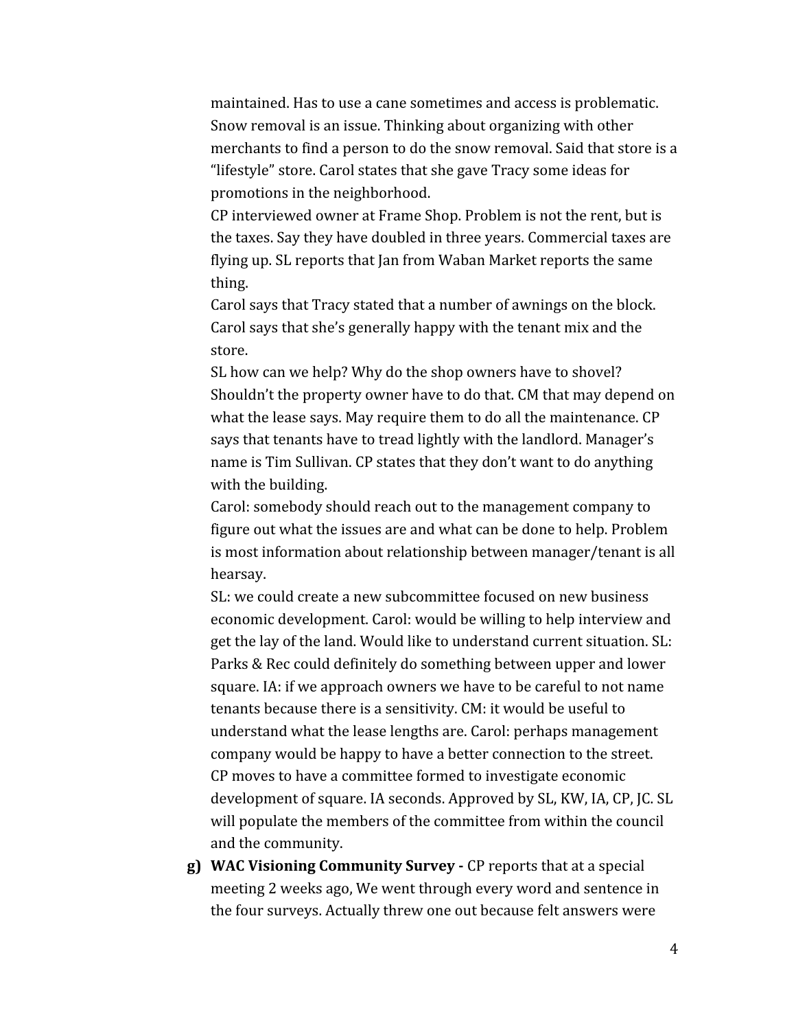maintained. Has to use a cane sometimes and access is problematic. Snow removal is an issue. Thinking about organizing with other merchants to find a person to do the snow removal. Said that store is a "lifestyle" store. Carol states that she gave Tracy some ideas for promotions in the neighborhood.

CP interviewed owner at Frame Shop. Problem is not the rent, but is the taxes. Say they have doubled in three years. Commercial taxes are flying up. SL reports that Jan from Waban Market reports the same thing.

Carol says that Tracy stated that a number of awnings on the block. Carol says that she's generally happy with the tenant mix and the store.

SL how can we help? Why do the shop owners have to shovel? Shouldn't the property owner have to do that. CM that may depend on what the lease says. May require them to do all the maintenance. CP says that tenants have to tread lightly with the landlord. Manager's name is Tim Sullivan. CP states that they don't want to do anything with the building.

Carol: somebody should reach out to the management company to figure out what the issues are and what can be done to help. Problem is most information about relationship between manager/tenant is all hearsay.

SL: we could create a new subcommittee focused on new business economic development. Carol: would be willing to help interview and get the lay of the land. Would like to understand current situation. SL: Parks & Rec could definitely do something between upper and lower square. IA: if we approach owners we have to be careful to not name tenants because there is a sensitivity. CM: it would be useful to understand what the lease lengths are. Carol: perhaps management company would be happy to have a better connection to the street.

CP moves to have a committee formed to investigate economic development of square. IA seconds. Approved by SL, KW, IA, CP, JC. SL will populate the members of the committee from within the council and the community.

g) **WAC Visioning Community Survey -** CP reports that at a special meeting 2 weeks ago, We went through every word and sentence in the four surveys. Actually threw one out because felt answers were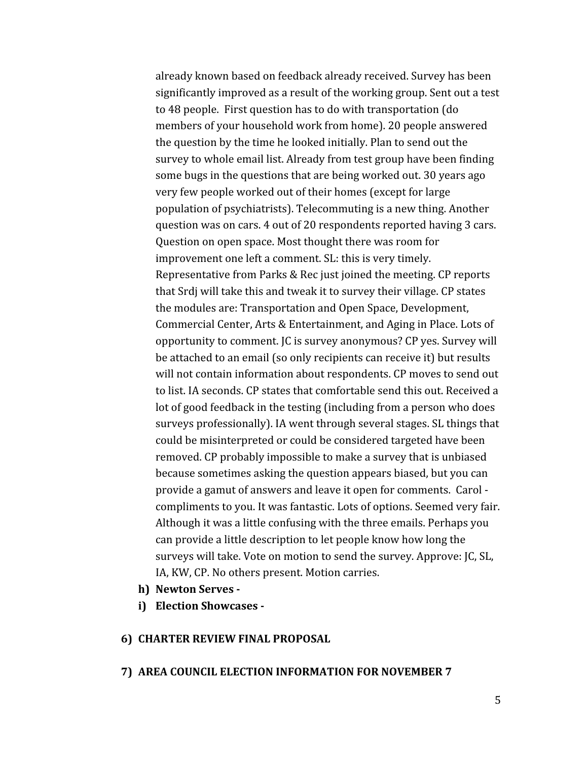already known based on feedback already received. Survey has been significantly improved as a result of the working group. Sent out a test to 48 people. First question has to do with transportation (do members of your household work from home). 20 people answered the question by the time he looked initially. Plan to send out the survey to whole email list. Already from test group have been finding some bugs in the questions that are being worked out. 30 years ago very few people worked out of their homes (except for large population of psychiatrists). Telecommuting is a new thing. Another question was on cars. 4 out of 20 respondents reported having 3 cars. Question on open space. Most thought there was room for improvement one left a comment. SL: this is very timely. Representative from Parks & Rec just joined the meeting. CP reports that Srdj will take this and tweak it to survey their village. CP states the modules are: Transportation and Open Space, Development, Commercial Center, Arts & Entertainment, and Aging in Place. Lots of opportunity to comment. JC is survey anonymous? CP yes. Survey will be attached to an email (so only recipients can receive it) but results will not contain information about respondents. CP moves to send out to list. IA seconds. CP states that comfortable send this out. Received a lot of good feedback in the testing (including from a person who does surveys professionally). IA went through several stages. SL things that could be misinterpreted or could be considered targeted have been removed. CP probably impossible to make a survey that is unbiased because sometimes asking the question appears biased, but you can provide a gamut of answers and leave it open for comments. Carol - compliments to you. It was fantastic. Lots of options. Seemed very fair. Although it was a little confusing with the three emails. Perhaps you can provide a little description to let people know how long the surveys will take. Vote on motion to send the survey. Approve: JC, SL, IA, KW, CP. No others present. Motion carries.

**h) Newton Serves -**

**i) Election Showcases -**

**6) CHARTER REVIEW FINAL PROPOSAL**

**7) AREA COUNCIL ELECTION INFORMATION FOR NOVEMBER 7**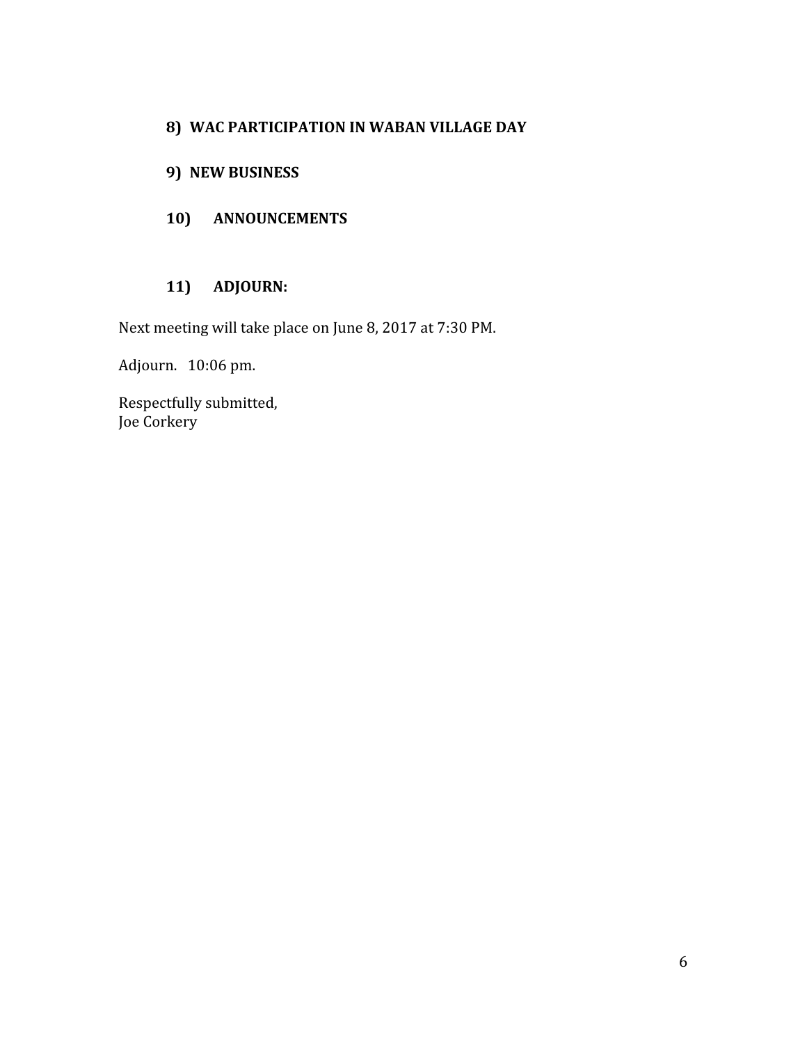**8) WAC PARTICIPATION IN WABAN VILLAGE DAY**

**9) NEW BUSINESS**

**10) ANNOUNCEMENTS**

**11) ADJOURN:**

Next meeting will take place on June 8, 2017 at 7:30 PM.

Adjourn. 10:06 pm.

Respectfully submitted,
Joe Corkery